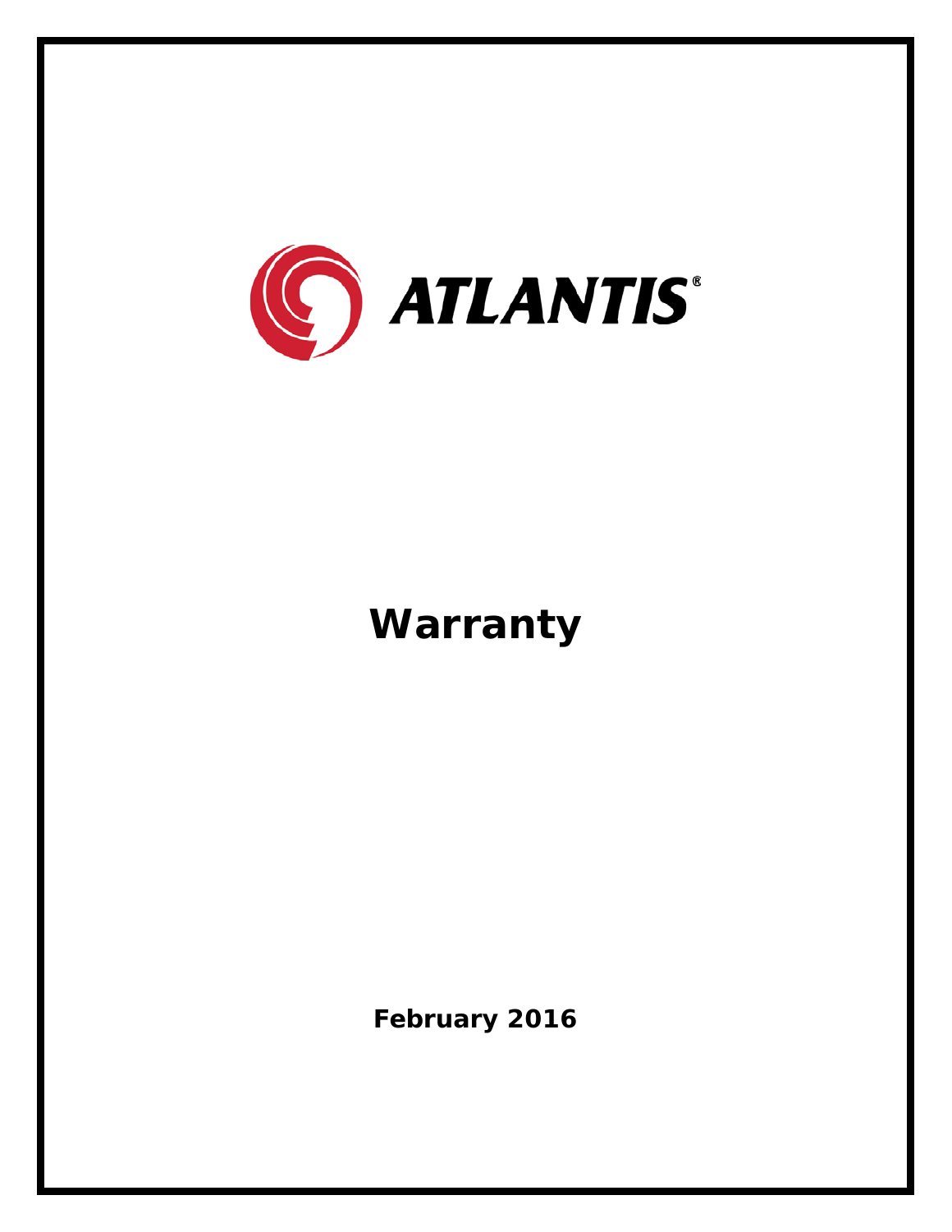ATLANTIS®

# Warranty

**February 2016**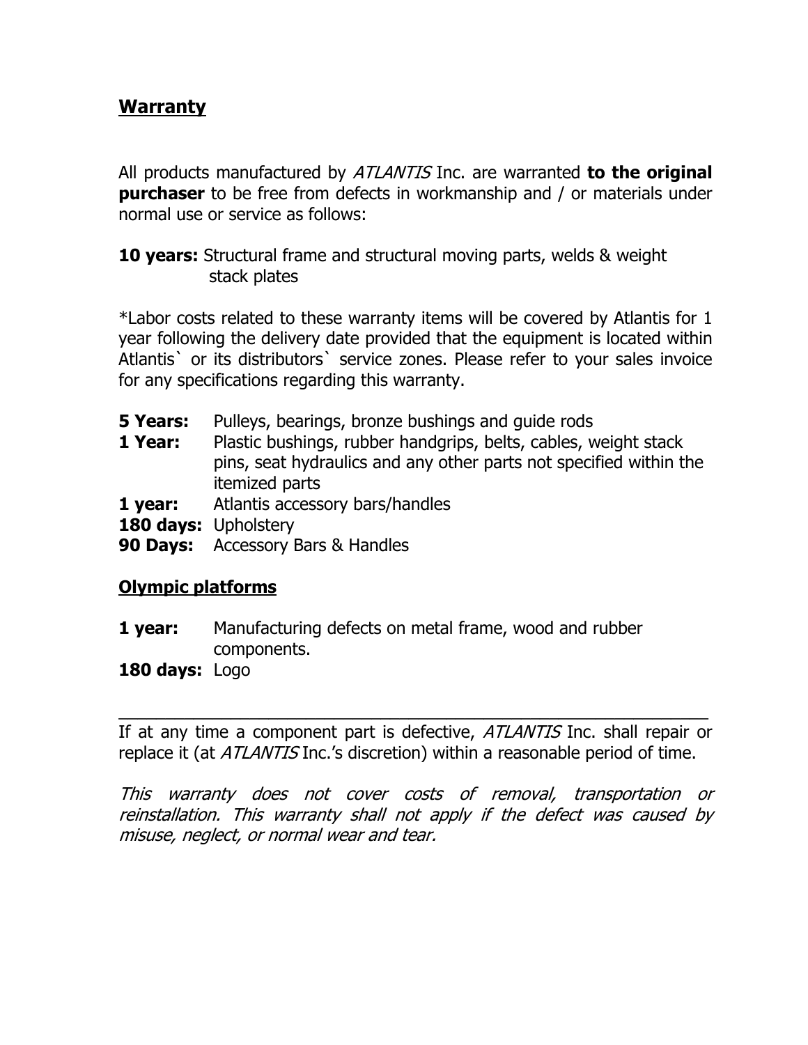## <u>Warranty</u>

All products manufactured by *ATLANTIS* Inc. are warranted **to the original purchaser** to be free from defects in workmanship and / or materials under normal use or service as follows:

**10 years:** Structural frame and structural moving parts, welds & weight stack plates

*Labor costs related to these warranty items will be covered by Atlantis for 1 year following the delivery date provided that the equipment is located within Atlantis` or its distributors` service zones. Please refer to your sales invoice for any specifications regarding this warranty.

**5 Years:** Pulleys, bearings, bronze bushings and guide rods
**1 Year:** Plastic bushings, rubber handgrips, belts, cables, weight stack pins, seat hydraulics and any other parts not specified within the itemized parts
**1 year:** Atlantis accessory bars/handles
**180 days:** Upholstery
**90 Days:** Accessory Bars & Handles

### <u>Olympic platforms</u>

**1 year:** Manufacturing defects on metal frame, wood and rubber components.
**180 days:** Logo

---

If at any time a component part is defective, *ATLANTIS* Inc. shall repair or replace it (at *ATLANTIS* Inc.'s discretion) within a reasonable period of time.

*This warranty does not cover costs of removal, transportation or reinstallation. This warranty shall not apply if the defect was caused by misuse, neglect, or normal wear and tear.*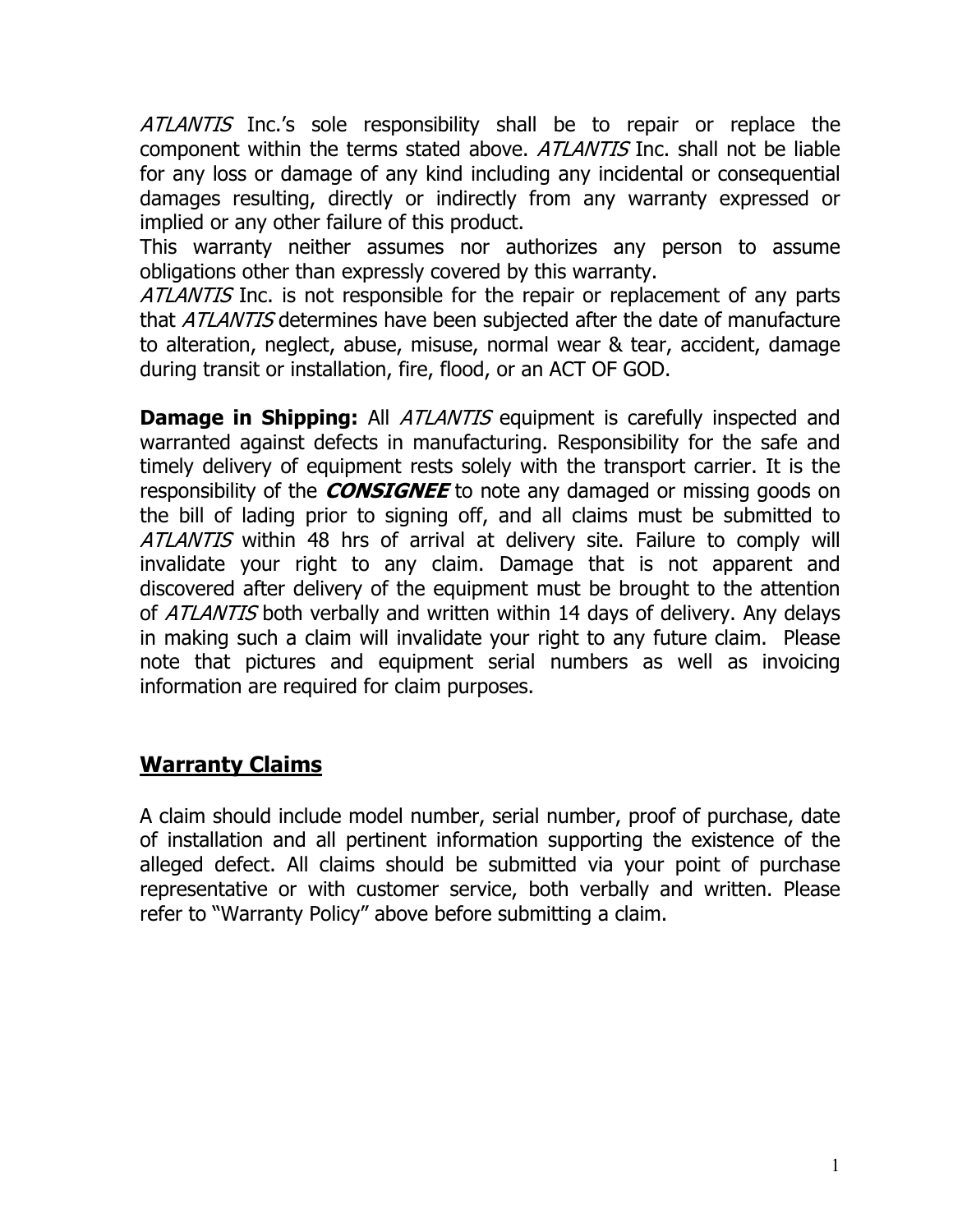*ATLANTIS* Inc.'s sole responsibility shall be to repair or replace the component within the terms stated above. *ATLANTIS* Inc. shall not be liable for any loss or damage of any kind including any incidental or consequential damages resulting, directly or indirectly from any warranty expressed or implied or any other failure of this product.

This warranty neither assumes nor authorizes any person to assume obligations other than expressly covered by this warranty.

*ATLANTIS* Inc. is not responsible for the repair or replacement of any parts that *ATLANTIS* determines have been subjected after the date of manufacture to alteration, neglect, abuse, misuse, normal wear & tear, accident, damage during transit or installation, fire, flood, or an ACT OF GOD.

**Damage in Shipping:** All *ATLANTIS* equipment is carefully inspected and warranted against defects in manufacturing. Responsibility for the safe and timely delivery of equipment rests solely with the transport carrier. It is the responsibility of the ***CONSIGNEE*** to note any damaged or missing goods on the bill of lading prior to signing off, and all claims must be submitted to *ATLANTIS* within 48 hrs of arrival at delivery site. Failure to comply will invalidate your right to any claim. Damage that is not apparent and discovered after delivery of the equipment must be brought to the attention of *ATLANTIS* both verbally and written within 14 days of delivery. Any delays in making such a claim will invalidate your right to any future claim. Please note that pictures and equipment serial numbers as well as invoicing information are required for claim purposes.

## Warranty Claims

A claim should include model number, serial number, proof of purchase, date of installation and all pertinent information supporting the existence of the alleged defect. All claims should be submitted via your point of purchase representative or with customer service, both verbally and written. Please refer to "Warranty Policy" above before submitting a claim.